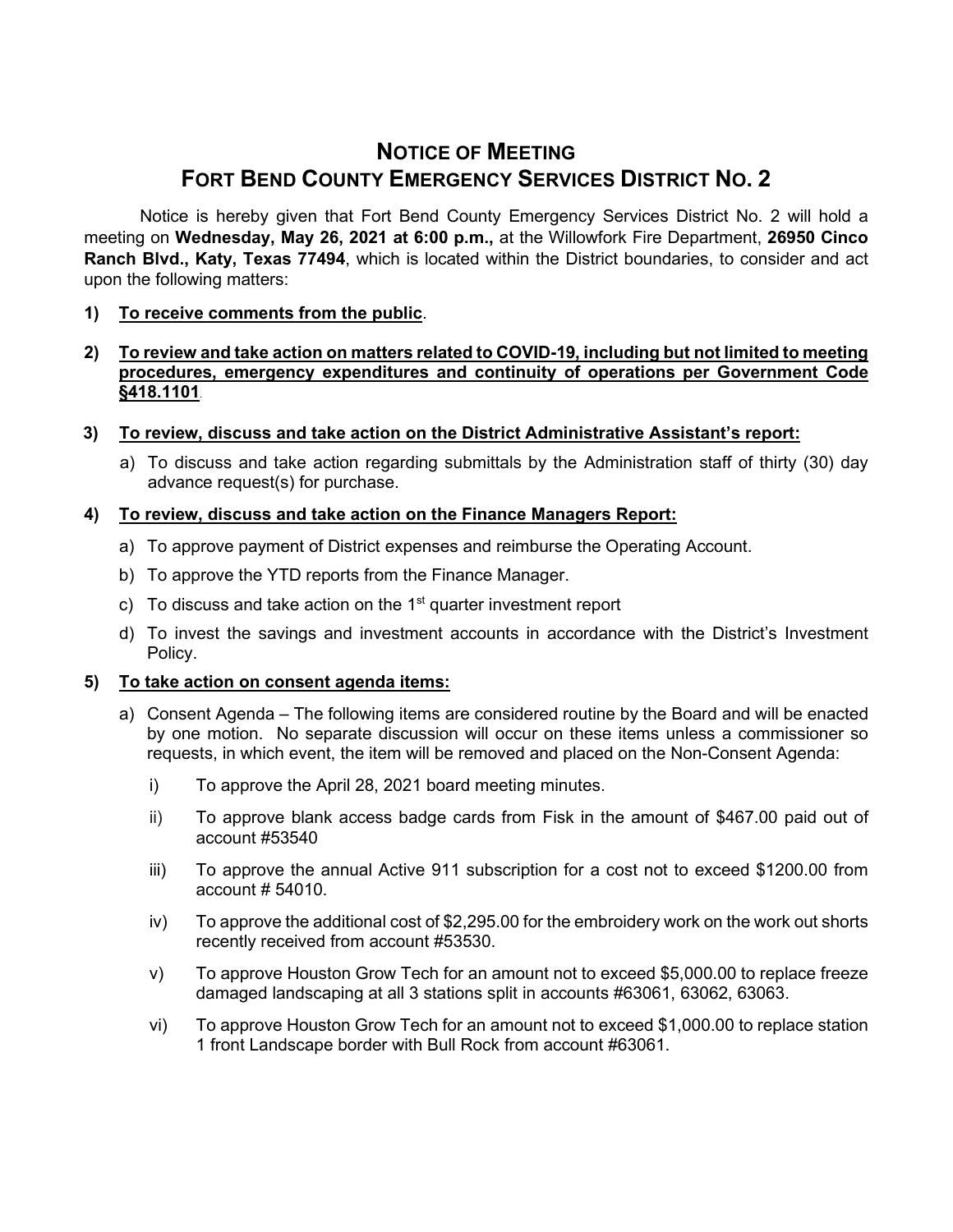# NOTICE OF MEETING
# FORT BEND COUNTY EMERGENCY SERVICES DISTRICT NO. 2

Notice is hereby given that Fort Bend County Emergency Services District No. 2 will hold a meeting on **Wednesday, May 26, 2021 at 6:00 p.m.,** at the Willowfork Fire Department, **26950 Cinco Ranch Blvd., Katy, Texas 77494**, which is located within the District boundaries, to consider and act upon the following matters:

**1) <u>To receive comments from the public</u>.**

**2) <u>To review and take action on matters related to COVID-19, including but not limited to meeting procedures, emergency expenditures and continuity of operations per Government Code §418.1101</u>.**

**3) <u>To review, discuss and take action on the District Administrative Assistant's report:</u>**

a) To discuss and take action regarding submittals by the Administration staff of thirty (30) day advance request(s) for purchase.

**4) <u>To review, discuss and take action on the Finance Managers Report:</u>**

a) To approve payment of District expenses and reimburse the Operating Account.

b) To approve the YTD reports from the Finance Manager.

c) To discuss and take action on the 1st quarter investment report

d) To invest the savings and investment accounts in accordance with the District's Investment Policy.

**5) <u>To take action on consent agenda items:</u>**

a) Consent Agenda – The following items are considered routine by the Board and will be enacted by one motion. No separate discussion will occur on these items unless a commissioner so requests, in which event, the item will be removed and placed on the Non-Consent Agenda:

i) To approve the April 28, 2021 board meeting minutes.

ii) To approve blank access badge cards from Fisk in the amount of $467.00 paid out of account #53540

iii) To approve the annual Active 911 subscription for a cost not to exceed $1200.00 from account # 54010.

iv) To approve the additional cost of $2,295.00 for the embroidery work on the work out shorts recently received from account #53530.

v) To approve Houston Grow Tech for an amount not to exceed $5,000.00 to replace freeze damaged landscaping at all 3 stations split in accounts #63061, 63062, 63063.

vi) To approve Houston Grow Tech for an amount not to exceed $1,000.00 to replace station 1 front Landscape border with Bull Rock from account #63061.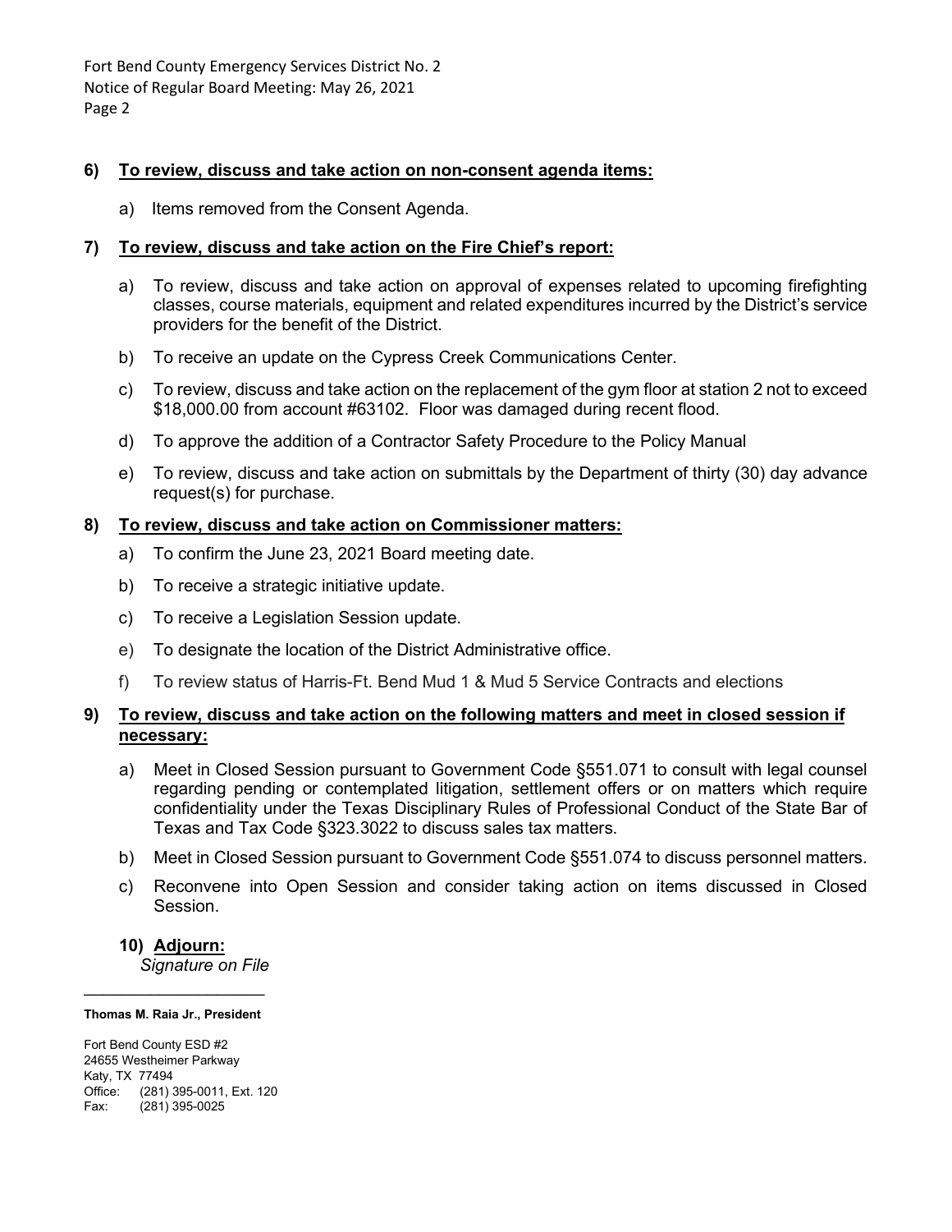6) **To review, discuss and take action on non-consent agenda items:**

   a) Items removed from the Consent Agenda.

7) **To review, discuss and take action on the Fire Chief's report:**

   a) To review, discuss and take action on approval of expenses related to upcoming firefighting classes, course materials, equipment and related expenditures incurred by the District's service providers for the benefit of the District.

   b) To receive an update on the Cypress Creek Communications Center.

   c) To review, discuss and take action on the replacement of the gym floor at station 2 not to exceed $18,000.00 from account #63102. Floor was damaged during recent flood.

   d) To approve the addition of a Contractor Safety Procedure to the Policy Manual

   e) To review, discuss and take action on submittals by the Department of thirty (30) day advance request(s) for purchase.

8) **To review, discuss and take action on Commissioner matters:**

   a) To confirm the June 23, 2021 Board meeting date.

   b) To receive a strategic initiative update.

   c) To receive a Legislation Session update.

   e) To designate the location of the District Administrative office.

   f) To review status of Harris-Ft. Bend Mud 1 & Mud 5 Service Contracts and elections

9) **To review, discuss and take action on the following matters and meet in closed session if necessary:**

   a) Meet in Closed Session pursuant to Government Code §551.071 to consult with legal counsel regarding pending or contemplated litigation, settlement offers or on matters which require confidentiality under the Texas Disciplinary Rules of Professional Conduct of the State Bar of Texas and Tax Code §323.3022 to discuss sales tax matters.

   b) Meet in Closed Session pursuant to Government Code §551.074 to discuss personnel matters.

   c) Reconvene into Open Session and consider taking action on items discussed in Closed Session.

10) **Adjourn:**

*Signature on File*

**Thomas M. Raia Jr., President**

Fort Bend County ESD #2
24655 Westheimer Parkway
Katy, TX 77494
Office: (281) 395-0011, Ext. 120
Fax: (281) 395-0025